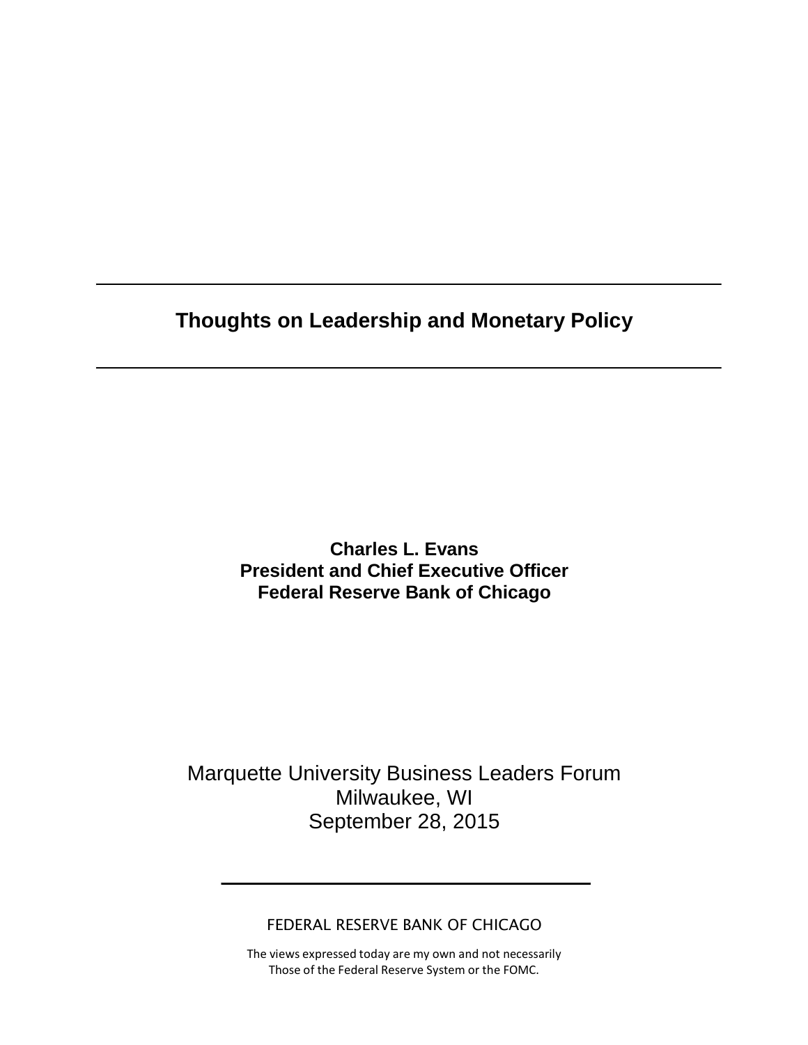# Thoughts on Leadership and Monetary Policy

**Charles L. Evans**
**President and Chief Executive Officer**
**Federal Reserve Bank of Chicago**

Marquette University Business Leaders Forum
Milwaukee, WI
September 28, 2015

FEDERAL RESERVE BANK OF CHICAGO

The views expressed today are my own and not necessarily
Those of the Federal Reserve System or the FOMC.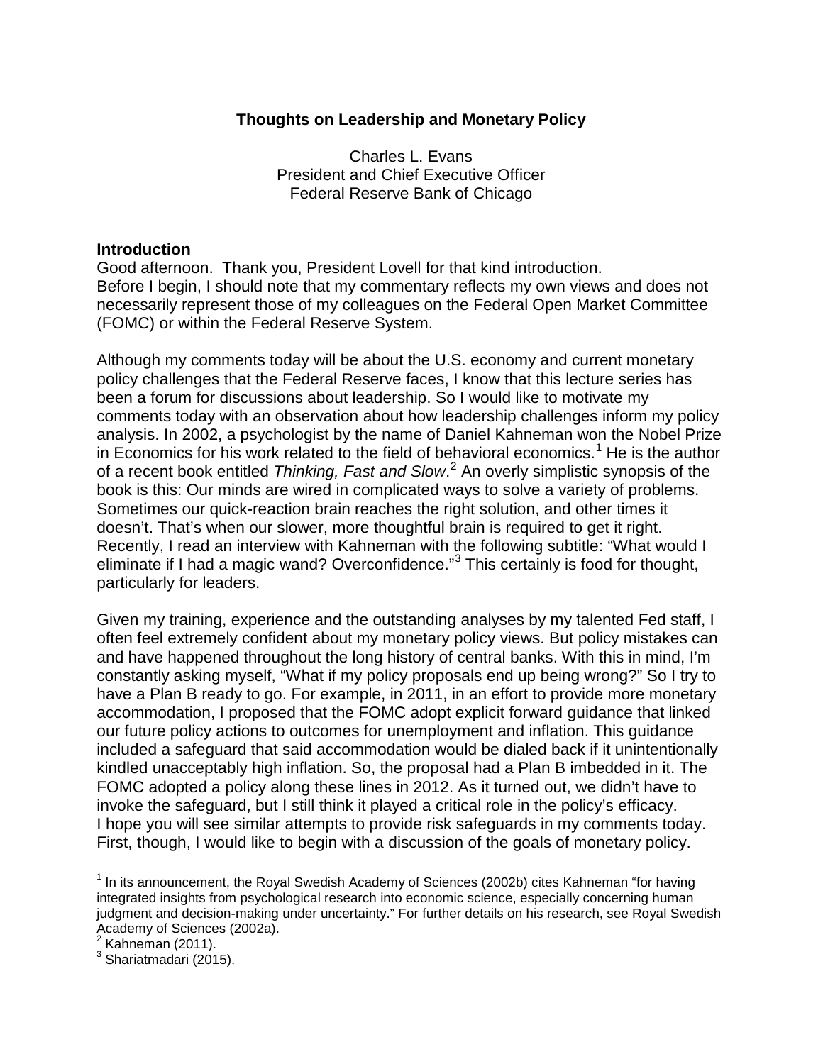## Thoughts on Leadership and Monetary Policy

Charles L. Evans
President and Chief Executive Officer
Federal Reserve Bank of Chicago

### Introduction

Good afternoon. Thank you, President Lovell for that kind introduction.
Before I begin, I should note that my commentary reflects my own views and does not necessarily represent those of my colleagues on the Federal Open Market Committee (FOMC) or within the Federal Reserve System.

Although my comments today will be about the U.S. economy and current monetary policy challenges that the Federal Reserve faces, I know that this lecture series has been a forum for discussions about leadership. So I would like to motivate my comments today with an observation about how leadership challenges inform my policy analysis. In 2002, a psychologist by the name of Daniel Kahneman won the Nobel Prize in Economics for his work related to the field of behavioral economics.[1] He is the author of a recent book entitled *Thinking, Fast and Slow*.[2] An overly simplistic synopsis of the book is this: Our minds are wired in complicated ways to solve a variety of problems. Sometimes our quick-reaction brain reaches the right solution, and other times it doesn't. That's when our slower, more thoughtful brain is required to get it right. Recently, I read an interview with Kahneman with the following subtitle: "What would I eliminate if I had a magic wand? Overconfidence."[3] This certainly is food for thought, particularly for leaders.

Given my training, experience and the outstanding analyses by my talented Fed staff, I often feel extremely confident about my monetary policy views. But policy mistakes can and have happened throughout the long history of central banks. With this in mind, I'm constantly asking myself, "What if my policy proposals end up being wrong?" So I try to have a Plan B ready to go. For example, in 2011, in an effort to provide more monetary accommodation, I proposed that the FOMC adopt explicit forward guidance that linked our future policy actions to outcomes for unemployment and inflation. This guidance included a safeguard that said accommodation would be dialed back if it unintentionally kindled unacceptably high inflation. So, the proposal had a Plan B imbedded in it. The FOMC adopted a policy along these lines in 2012. As it turned out, we didn't have to invoke the safeguard, but I still think it played a critical role in the policy's efficacy.
I hope you will see similar attempts to provide risk safeguards in my comments today. First, though, I would like to begin with a discussion of the goals of monetary policy.

---

[1] In its announcement, the Royal Swedish Academy of Sciences (2002b) cites Kahneman "for having integrated insights from psychological research into economic science, especially concerning human judgment and decision-making under uncertainty." For further details on his research, see Royal Swedish Academy of Sciences (2002a).

[2] Kahneman (2011).

[3] Shariatmadari (2015).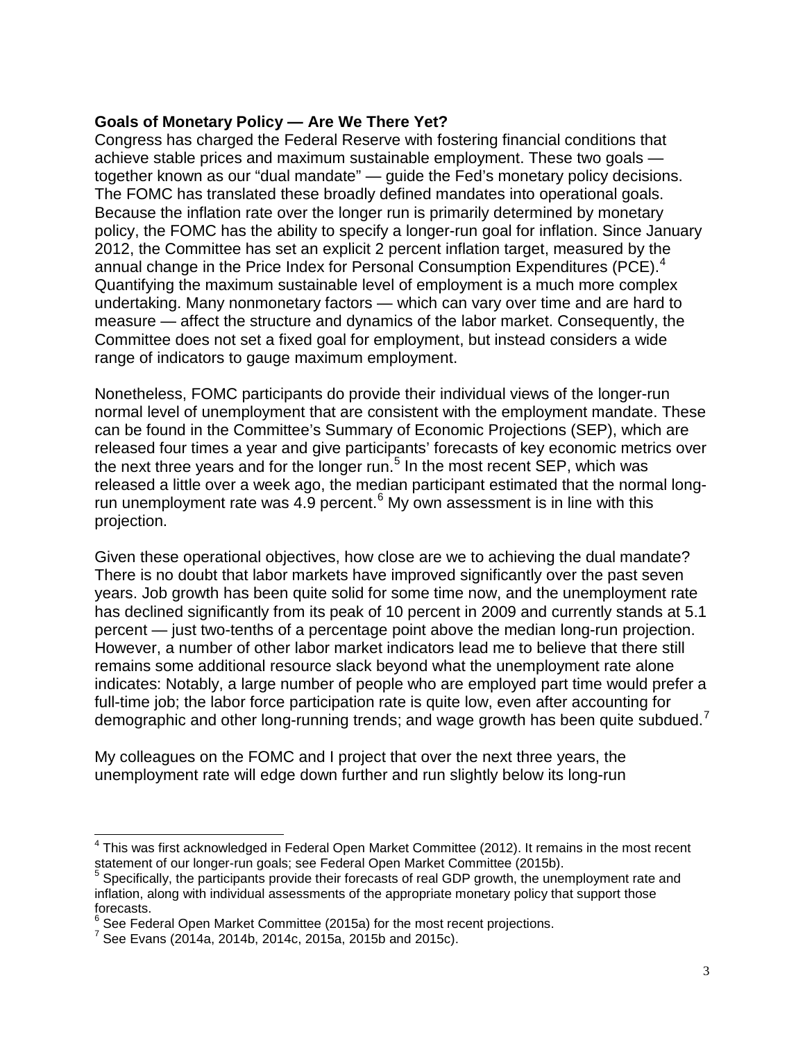**Goals of Monetary Policy — Are We There Yet?**

Congress has charged the Federal Reserve with fostering financial conditions that achieve stable prices and maximum sustainable employment. These two goals — together known as our "dual mandate" — guide the Fed's monetary policy decisions. The FOMC has translated these broadly defined mandates into operational goals. Because the inflation rate over the longer run is primarily determined by monetary policy, the FOMC has the ability to specify a longer-run goal for inflation. Since January 2012, the Committee has set an explicit 2 percent inflation target, measured by the annual change in the Price Index for Personal Consumption Expenditures (PCE).[4] Quantifying the maximum sustainable level of employment is a much more complex undertaking. Many nonmonetary factors — which can vary over time and are hard to measure — affect the structure and dynamics of the labor market. Consequently, the Committee does not set a fixed goal for employment, but instead considers a wide range of indicators to gauge maximum employment.

Nonetheless, FOMC participants do provide their individual views of the longer-run normal level of unemployment that are consistent with the employment mandate. These can be found in the Committee's Summary of Economic Projections (SEP), which are released four times a year and give participants' forecasts of key economic metrics over the next three years and for the longer run.[5] In the most recent SEP, which was released a little over a week ago, the median participant estimated that the normal long-run unemployment rate was 4.9 percent.[6] My own assessment is in line with this projection.

Given these operational objectives, how close are we to achieving the dual mandate? There is no doubt that labor markets have improved significantly over the past seven years. Job growth has been quite solid for some time now, and the unemployment rate has declined significantly from its peak of 10 percent in 2009 and currently stands at 5.1 percent — just two-tenths of a percentage point above the median long-run projection. However, a number of other labor market indicators lead me to believe that there still remains some additional resource slack beyond what the unemployment rate alone indicates: Notably, a large number of people who are employed part time would prefer a full-time job; the labor force participation rate is quite low, even after accounting for demographic and other long-running trends; and wage growth has been quite subdued.[7]

My colleagues on the FOMC and I project that over the next three years, the unemployment rate will edge down further and run slightly below its long-run

---

[4] This was first acknowledged in Federal Open Market Committee (2012). It remains in the most recent statement of our longer-run goals; see Federal Open Market Committee (2015b).

[5] Specifically, the participants provide their forecasts of real GDP growth, the unemployment rate and inflation, along with individual assessments of the appropriate monetary policy that support those forecasts.

[6] See Federal Open Market Committee (2015a) for the most recent projections.

[7] See Evans (2014a, 2014b, 2014c, 2015a, 2015b and 2015c).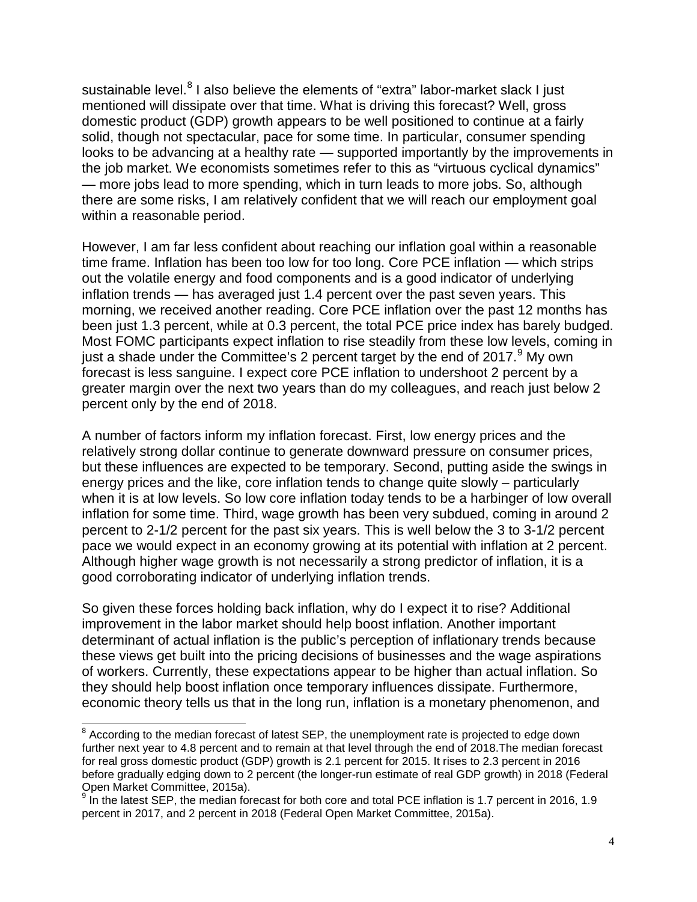sustainable level.[8] I also believe the elements of "extra" labor-market slack I just mentioned will dissipate over that time. What is driving this forecast? Well, gross domestic product (GDP) growth appears to be well positioned to continue at a fairly solid, though not spectacular, pace for some time. In particular, consumer spending looks to be advancing at a healthy rate — supported importantly by the improvements in the job market. We economists sometimes refer to this as "virtuous cyclical dynamics" — more jobs lead to more spending, which in turn leads to more jobs. So, although there are some risks, I am relatively confident that we will reach our employment goal within a reasonable period.

However, I am far less confident about reaching our inflation goal within a reasonable time frame. Inflation has been too low for too long. Core PCE inflation — which strips out the volatile energy and food components and is a good indicator of underlying inflation trends — has averaged just 1.4 percent over the past seven years. This morning, we received another reading. Core PCE inflation over the past 12 months has been just 1.3 percent, while at 0.3 percent, the total PCE price index has barely budged. Most FOMC participants expect inflation to rise steadily from these low levels, coming in just a shade under the Committee's 2 percent target by the end of 2017.[9] My own forecast is less sanguine. I expect core PCE inflation to undershoot 2 percent by a greater margin over the next two years than do my colleagues, and reach just below 2 percent only by the end of 2018.

A number of factors inform my inflation forecast. First, low energy prices and the relatively strong dollar continue to generate downward pressure on consumer prices, but these influences are expected to be temporary. Second, putting aside the swings in energy prices and the like, core inflation tends to change quite slowly – particularly when it is at low levels. So low core inflation today tends to be a harbinger of low overall inflation for some time. Third, wage growth has been very subdued, coming in around 2 percent to 2-1/2 percent for the past six years. This is well below the 3 to 3-1/2 percent pace we would expect in an economy growing at its potential with inflation at 2 percent. Although higher wage growth is not necessarily a strong predictor of inflation, it is a good corroborating indicator of underlying inflation trends.

So given these forces holding back inflation, why do I expect it to rise? Additional improvement in the labor market should help boost inflation. Another important determinant of actual inflation is the public's perception of inflationary trends because these views get built into the pricing decisions of businesses and the wage aspirations of workers. Currently, these expectations appear to be higher than actual inflation. So they should help boost inflation once temporary influences dissipate. Furthermore, economic theory tells us that in the long run, inflation is a monetary phenomenon, and

---

[8] According to the median forecast of latest SEP, the unemployment rate is projected to edge down further next year to 4.8 percent and to remain at that level through the end of 2018.The median forecast for real gross domestic product (GDP) growth is 2.1 percent for 2015. It rises to 2.3 percent in 2016 before gradually edging down to 2 percent (the longer-run estimate of real GDP growth) in 2018 (Federal Open Market Committee, 2015a).

[9] In the latest SEP, the median forecast for both core and total PCE inflation is 1.7 percent in 2016, 1.9 percent in 2017, and 2 percent in 2018 (Federal Open Market Committee, 2015a).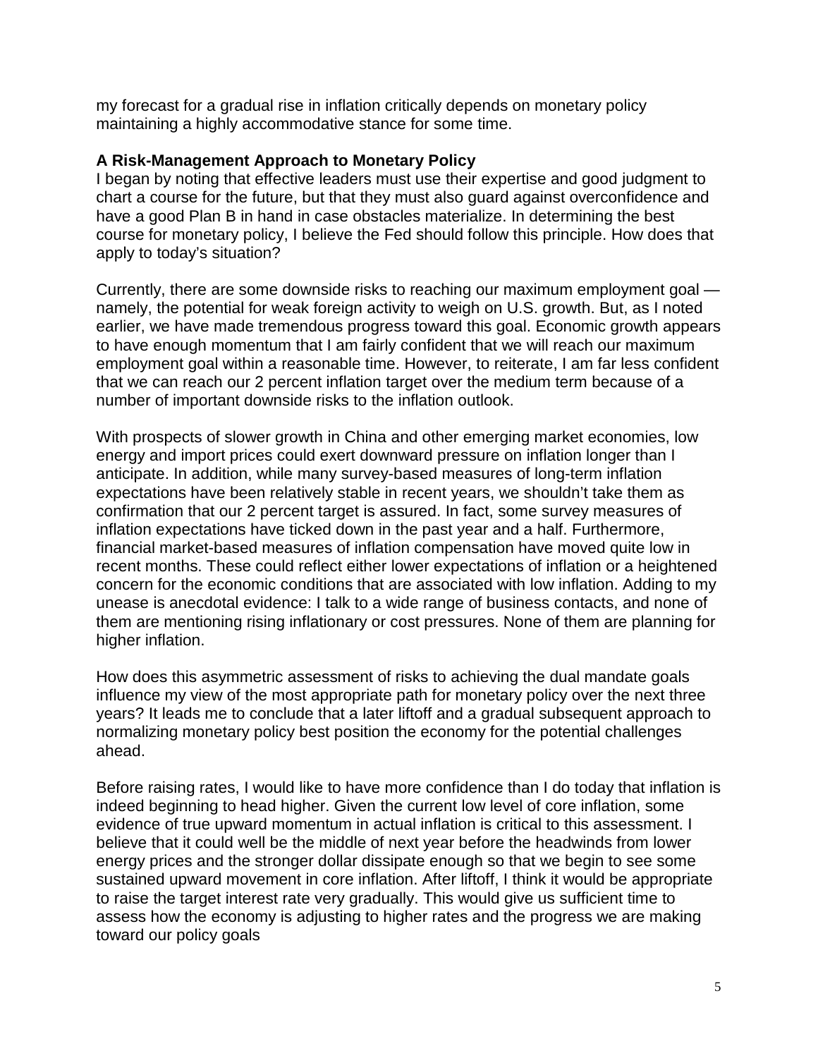my forecast for a gradual rise in inflation critically depends on monetary policy maintaining a highly accommodative stance for some time.

**A Risk-Management Approach to Monetary Policy**

I began by noting that effective leaders must use their expertise and good judgment to chart a course for the future, but that they must also guard against overconfidence and have a good Plan B in hand in case obstacles materialize. In determining the best course for monetary policy, I believe the Fed should follow this principle. How does that apply to today's situation?

Currently, there are some downside risks to reaching our maximum employment goal — namely, the potential for weak foreign activity to weigh on U.S. growth. But, as I noted earlier, we have made tremendous progress toward this goal. Economic growth appears to have enough momentum that I am fairly confident that we will reach our maximum employment goal within a reasonable time. However, to reiterate, I am far less confident that we can reach our 2 percent inflation target over the medium term because of a number of important downside risks to the inflation outlook.

With prospects of slower growth in China and other emerging market economies, low energy and import prices could exert downward pressure on inflation longer than I anticipate. In addition, while many survey-based measures of long-term inflation expectations have been relatively stable in recent years, we shouldn't take them as confirmation that our 2 percent target is assured. In fact, some survey measures of inflation expectations have ticked down in the past year and a half. Furthermore, financial market-based measures of inflation compensation have moved quite low in recent months. These could reflect either lower expectations of inflation or a heightened concern for the economic conditions that are associated with low inflation. Adding to my unease is anecdotal evidence: I talk to a wide range of business contacts, and none of them are mentioning rising inflationary or cost pressures. None of them are planning for higher inflation.

How does this asymmetric assessment of risks to achieving the dual mandate goals influence my view of the most appropriate path for monetary policy over the next three years? It leads me to conclude that a later liftoff and a gradual subsequent approach to normalizing monetary policy best position the economy for the potential challenges ahead.

Before raising rates, I would like to have more confidence than I do today that inflation is indeed beginning to head higher. Given the current low level of core inflation, some evidence of true upward momentum in actual inflation is critical to this assessment. I believe that it could well be the middle of next year before the headwinds from lower energy prices and the stronger dollar dissipate enough so that we begin to see some sustained upward movement in core inflation. After liftoff, I think it would be appropriate to raise the target interest rate very gradually. This would give us sufficient time to assess how the economy is adjusting to higher rates and the progress we are making toward our policy goals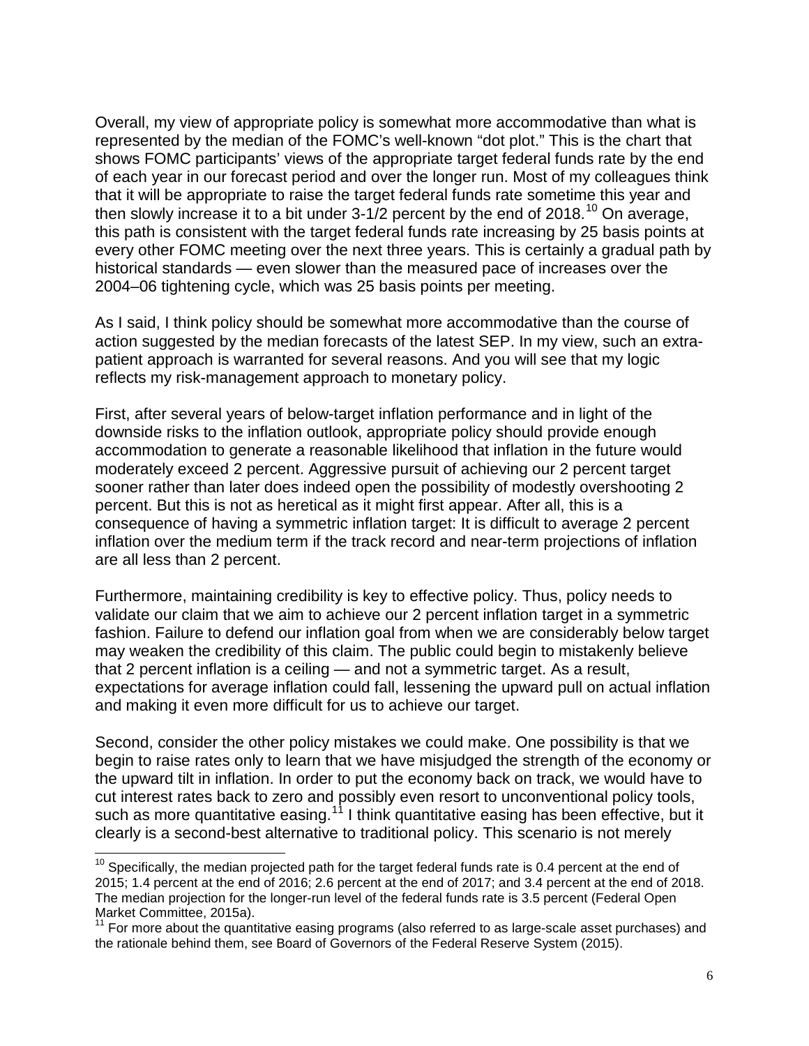Overall, my view of appropriate policy is somewhat more accommodative than what is represented by the median of the FOMC's well-known "dot plot." This is the chart that shows FOMC participants' views of the appropriate target federal funds rate by the end of each year in our forecast period and over the longer run. Most of my colleagues think that it will be appropriate to raise the target federal funds rate sometime this year and then slowly increase it to a bit under 3-1/2 percent by the end of 2018.[10] On average, this path is consistent with the target federal funds rate increasing by 25 basis points at every other FOMC meeting over the next three years. This is certainly a gradual path by historical standards — even slower than the measured pace of increases over the 2004–06 tightening cycle, which was 25 basis points per meeting.

As I said, I think policy should be somewhat more accommodative than the course of action suggested by the median forecasts of the latest SEP. In my view, such an extra-patient approach is warranted for several reasons. And you will see that my logic reflects my risk-management approach to monetary policy.

First, after several years of below-target inflation performance and in light of the downside risks to the inflation outlook, appropriate policy should provide enough accommodation to generate a reasonable likelihood that inflation in the future would moderately exceed 2 percent. Aggressive pursuit of achieving our 2 percent target sooner rather than later does indeed open the possibility of modestly overshooting 2 percent. But this is not as heretical as it might first appear. After all, this is a consequence of having a symmetric inflation target: It is difficult to average 2 percent inflation over the medium term if the track record and near-term projections of inflation are all less than 2 percent.

Furthermore, maintaining credibility is key to effective policy. Thus, policy needs to validate our claim that we aim to achieve our 2 percent inflation target in a symmetric fashion. Failure to defend our inflation goal from when we are considerably below target may weaken the credibility of this claim. The public could begin to mistakenly believe that 2 percent inflation is a ceiling — and not a symmetric target. As a result, expectations for average inflation could fall, lessening the upward pull on actual inflation and making it even more difficult for us to achieve our target.

Second, consider the other policy mistakes we could make. One possibility is that we begin to raise rates only to learn that we have misjudged the strength of the economy or the upward tilt in inflation. In order to put the economy back on track, we would have to cut interest rates back to zero and possibly even resort to unconventional policy tools, such as more quantitative easing.[11] I think quantitative easing has been effective, but it clearly is a second-best alternative to traditional policy. This scenario is not merely

---

[10] Specifically, the median projected path for the target federal funds rate is 0.4 percent at the end of 2015; 1.4 percent at the end of 2016; 2.6 percent at the end of 2017; and 3.4 percent at the end of 2018. The median projection for the longer-run level of the federal funds rate is 3.5 percent (Federal Open Market Committee, 2015a).

[11] For more about the quantitative easing programs (also referred to as large-scale asset purchases) and the rationale behind them, see Board of Governors of the Federal Reserve System (2015).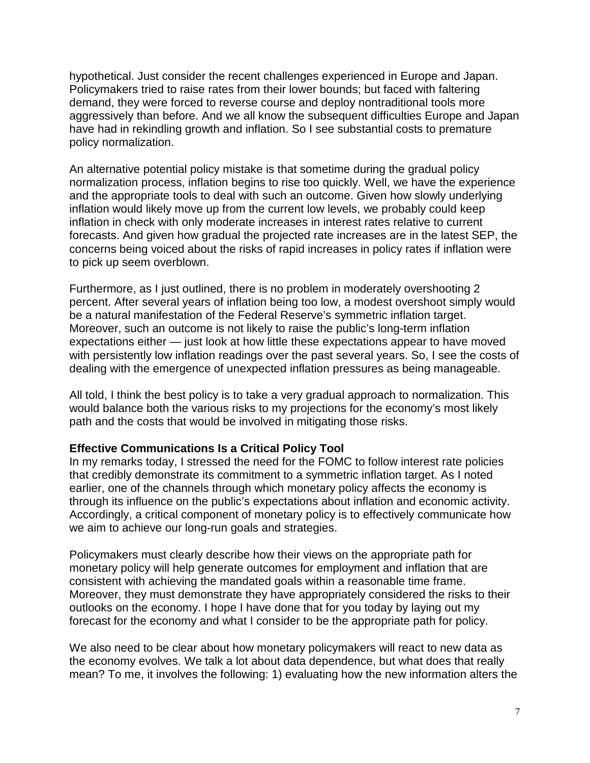hypothetical. Just consider the recent challenges experienced in Europe and Japan. Policymakers tried to raise rates from their lower bounds; but faced with faltering demand, they were forced to reverse course and deploy nontraditional tools more aggressively than before. And we all know the subsequent difficulties Europe and Japan have had in rekindling growth and inflation. So I see substantial costs to premature policy normalization.

An alternative potential policy mistake is that sometime during the gradual policy normalization process, inflation begins to rise too quickly. Well, we have the experience and the appropriate tools to deal with such an outcome. Given how slowly underlying inflation would likely move up from the current low levels, we probably could keep inflation in check with only moderate increases in interest rates relative to current forecasts. And given how gradual the projected rate increases are in the latest SEP, the concerns being voiced about the risks of rapid increases in policy rates if inflation were to pick up seem overblown.

Furthermore, as I just outlined, there is no problem in moderately overshooting 2 percent. After several years of inflation being too low, a modest overshoot simply would be a natural manifestation of the Federal Reserve's symmetric inflation target. Moreover, such an outcome is not likely to raise the public's long-term inflation expectations either — just look at how little these expectations appear to have moved with persistently low inflation readings over the past several years. So, I see the costs of dealing with the emergence of unexpected inflation pressures as being manageable.

All told, I think the best policy is to take a very gradual approach to normalization. This would balance both the various risks to my projections for the economy's most likely path and the costs that would be involved in mitigating those risks.

**Effective Communications Is a Critical Policy Tool**

In my remarks today, I stressed the need for the FOMC to follow interest rate policies that credibly demonstrate its commitment to a symmetric inflation target. As I noted earlier, one of the channels through which monetary policy affects the economy is through its influence on the public's expectations about inflation and economic activity. Accordingly, a critical component of monetary policy is to effectively communicate how we aim to achieve our long-run goals and strategies.

Policymakers must clearly describe how their views on the appropriate path for monetary policy will help generate outcomes for employment and inflation that are consistent with achieving the mandated goals within a reasonable time frame. Moreover, they must demonstrate they have appropriately considered the risks to their outlooks on the economy. I hope I have done that for you today by laying out my forecast for the economy and what I consider to be the appropriate path for policy.

We also need to be clear about how monetary policymakers will react to new data as the economy evolves. We talk a lot about data dependence, but what does that really mean? To me, it involves the following: 1) evaluating how the new information alters the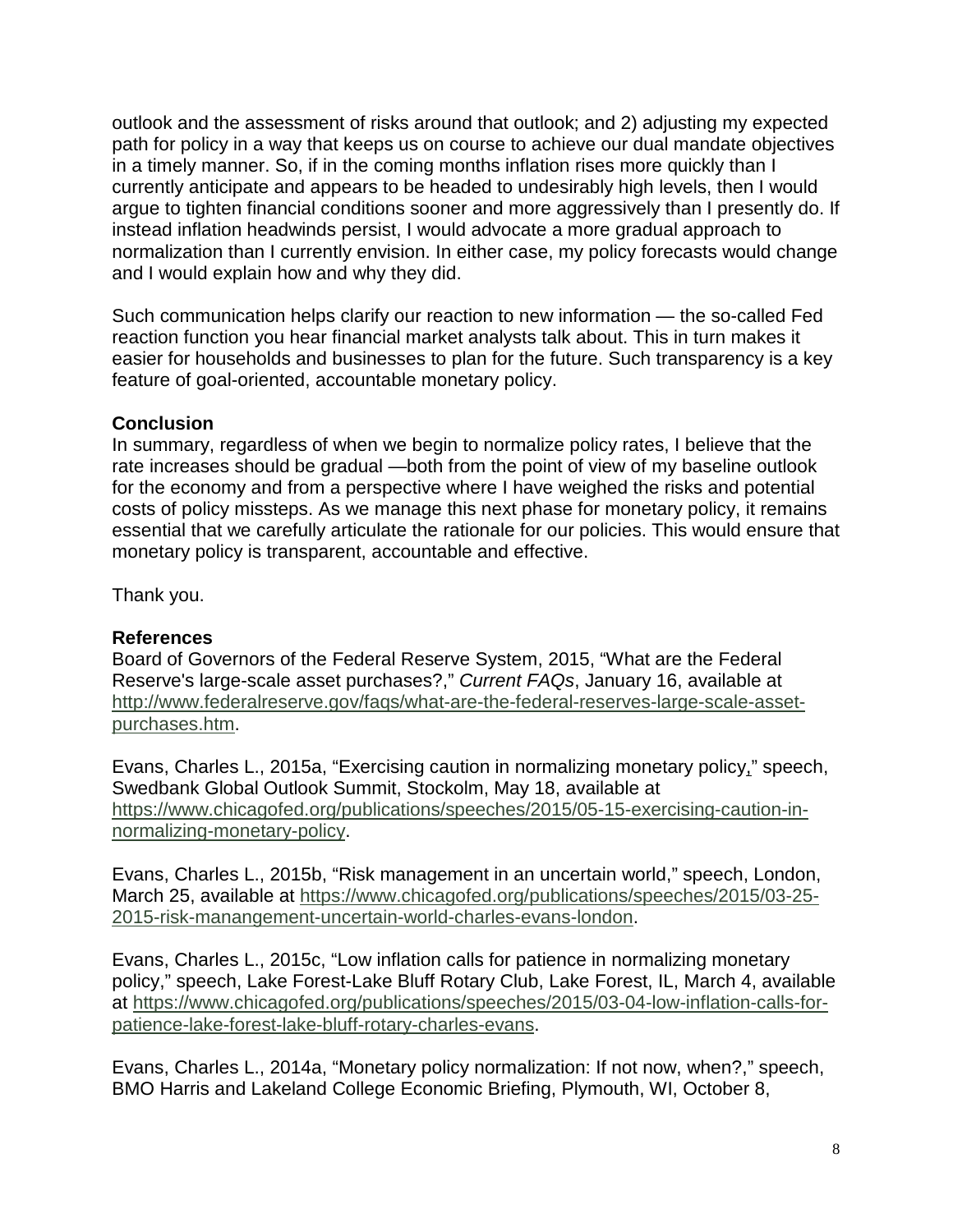outlook and the assessment of risks around that outlook; and 2) adjusting my expected path for policy in a way that keeps us on course to achieve our dual mandate objectives in a timely manner. So, if in the coming months inflation rises more quickly than I currently anticipate and appears to be headed to undesirably high levels, then I would argue to tighten financial conditions sooner and more aggressively than I presently do. If instead inflation headwinds persist, I would advocate a more gradual approach to normalization than I currently envision. In either case, my policy forecasts would change and I would explain how and why they did.

Such communication helps clarify our reaction to new information — the so-called Fed reaction function you hear financial market analysts talk about. This in turn makes it easier for households and businesses to plan for the future. Such transparency is a key feature of goal-oriented, accountable monetary policy.

**Conclusion**

In summary, regardless of when we begin to normalize policy rates, I believe that the rate increases should be gradual —both from the point of view of my baseline outlook for the economy and from a perspective where I have weighed the risks and potential costs of policy missteps. As we manage this next phase for monetary policy, it remains essential that we carefully articulate the rationale for our policies. This would ensure that monetary policy is transparent, accountable and effective.

Thank you.

**References**

Board of Governors of the Federal Reserve System, 2015, "What are the Federal Reserve's large-scale asset purchases?," *Current FAQs*, January 16, available at http://www.federalreserve.gov/faqs/what-are-the-federal-reserves-large-scale-asset-purchases.htm.

Evans, Charles L., 2015a, "Exercising caution in normalizing monetary policy," speech, Swedbank Global Outlook Summit, Stockolm, May 18, available at https://www.chicagofed.org/publications/speeches/2015/05-15-exercising-caution-in-normalizing-monetary-policy.

Evans, Charles L., 2015b, "Risk management in an uncertain world," speech, London, March 25, available at https://www.chicagofed.org/publications/speeches/2015/03-25-2015-risk-manangement-uncertain-world-charles-evans-london.

Evans, Charles L., 2015c, "Low inflation calls for patience in normalizing monetary policy," speech, Lake Forest-Lake Bluff Rotary Club, Lake Forest, IL, March 4, available at https://www.chicagofed.org/publications/speeches/2015/03-04-low-inflation-calls-for-patience-lake-forest-lake-bluff-rotary-charles-evans.

Evans, Charles L., 2014a, "Monetary policy normalization: If not now, when?," speech, BMO Harris and Lakeland College Economic Briefing, Plymouth, WI, October 8,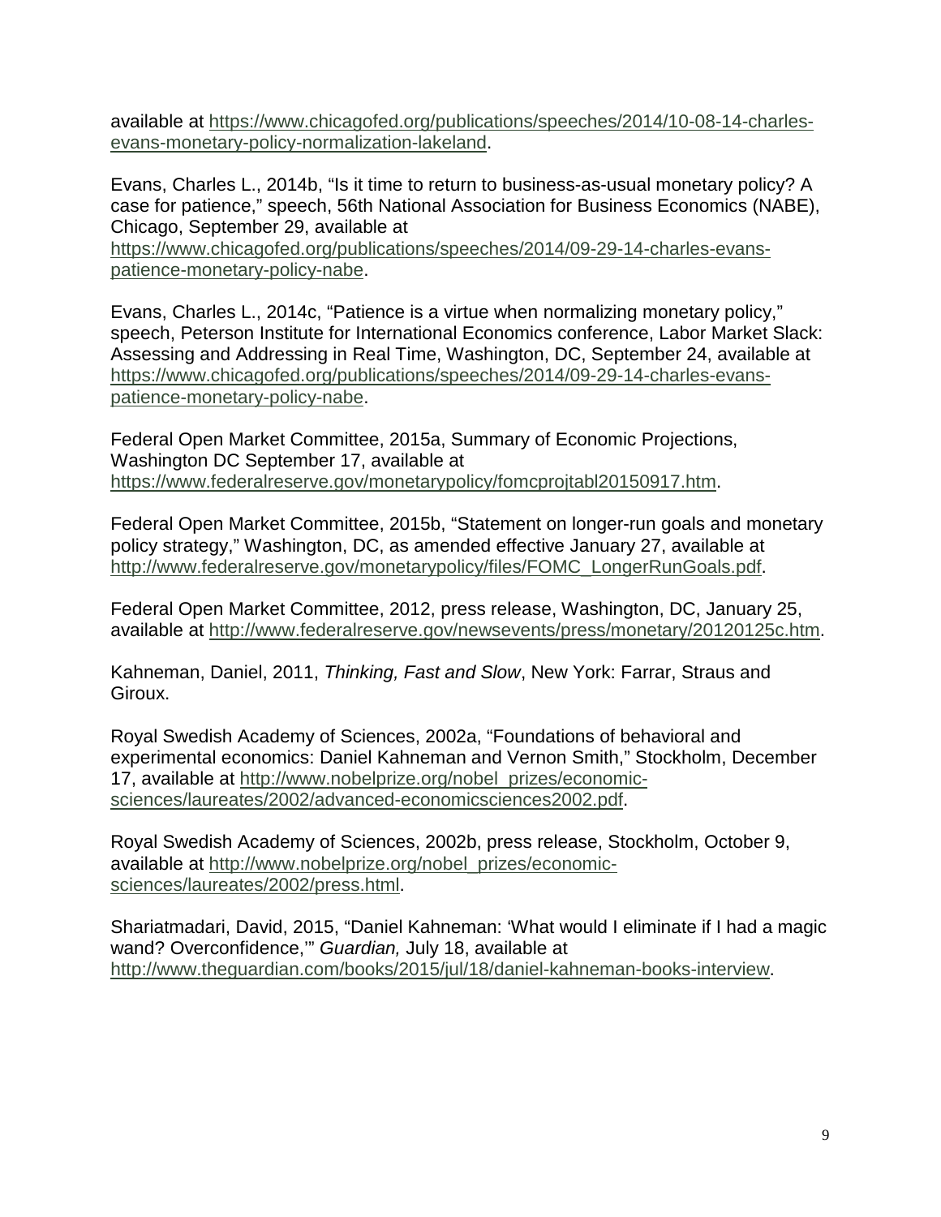available at https://www.chicagofed.org/publications/speeches/2014/10-08-14-charles-evans-monetary-policy-normalization-lakeland.

Evans, Charles L., 2014b, "Is it time to return to business-as-usual monetary policy? A case for patience," speech, 56th National Association for Business Economics (NABE), Chicago, September 29, available at https://www.chicagofed.org/publications/speeches/2014/09-29-14-charles-evans-patience-monetary-policy-nabe.

Evans, Charles L., 2014c, "Patience is a virtue when normalizing monetary policy," speech, Peterson Institute for International Economics conference, Labor Market Slack: Assessing and Addressing in Real Time, Washington, DC, September 24, available at https://www.chicagofed.org/publications/speeches/2014/09-29-14-charles-evans-patience-monetary-policy-nabe.

Federal Open Market Committee, 2015a, Summary of Economic Projections, Washington DC September 17, available at https://www.federalreserve.gov/monetarypolicy/fomcprojtabl20150917.htm.

Federal Open Market Committee, 2015b, "Statement on longer-run goals and monetary policy strategy," Washington, DC, as amended effective January 27, available at http://www.federalreserve.gov/monetarypolicy/files/FOMC_LongerRunGoals.pdf.

Federal Open Market Committee, 2012, press release, Washington, DC, January 25, available at http://www.federalreserve.gov/newsevents/press/monetary/20120125c.htm.

Kahneman, Daniel, 2011, *Thinking, Fast and Slow*, New York: Farrar, Straus and Giroux.

Royal Swedish Academy of Sciences, 2002a, "Foundations of behavioral and experimental economics: Daniel Kahneman and Vernon Smith," Stockholm, December 17, available at http://www.nobelprize.org/nobel_prizes/economic-sciences/laureates/2002/advanced-economicsciences2002.pdf.

Royal Swedish Academy of Sciences, 2002b, press release, Stockholm, October 9, available at http://www.nobelprize.org/nobel_prizes/economic-sciences/laureates/2002/press.html.

Shariatmadari, David, 2015, "Daniel Kahneman: 'What would I eliminate if I had a magic wand? Overconfidence,'" *Guardian,* July 18, available at http://www.theguardian.com/books/2015/jul/18/daniel-kahneman-books-interview.